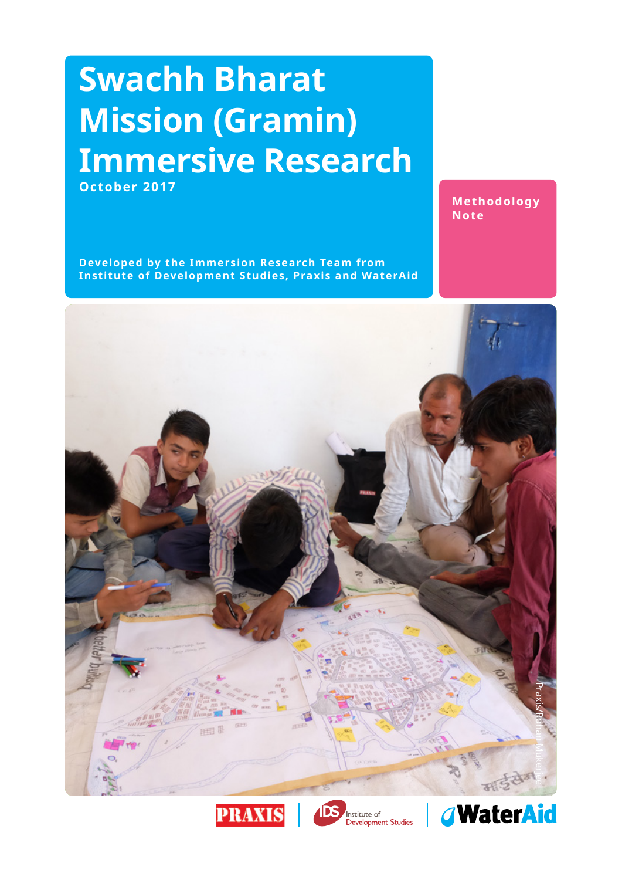# Swachh Bharat Mission (Gramin) Immersive Research

October 2017

Methodology Note

Developed by the Immersion Research Team from Institute of Development Studies, Praxis and WaterAid

Praxis/Rohan Mukerjee

PRAXIS | Institute of Development Studies | WaterAid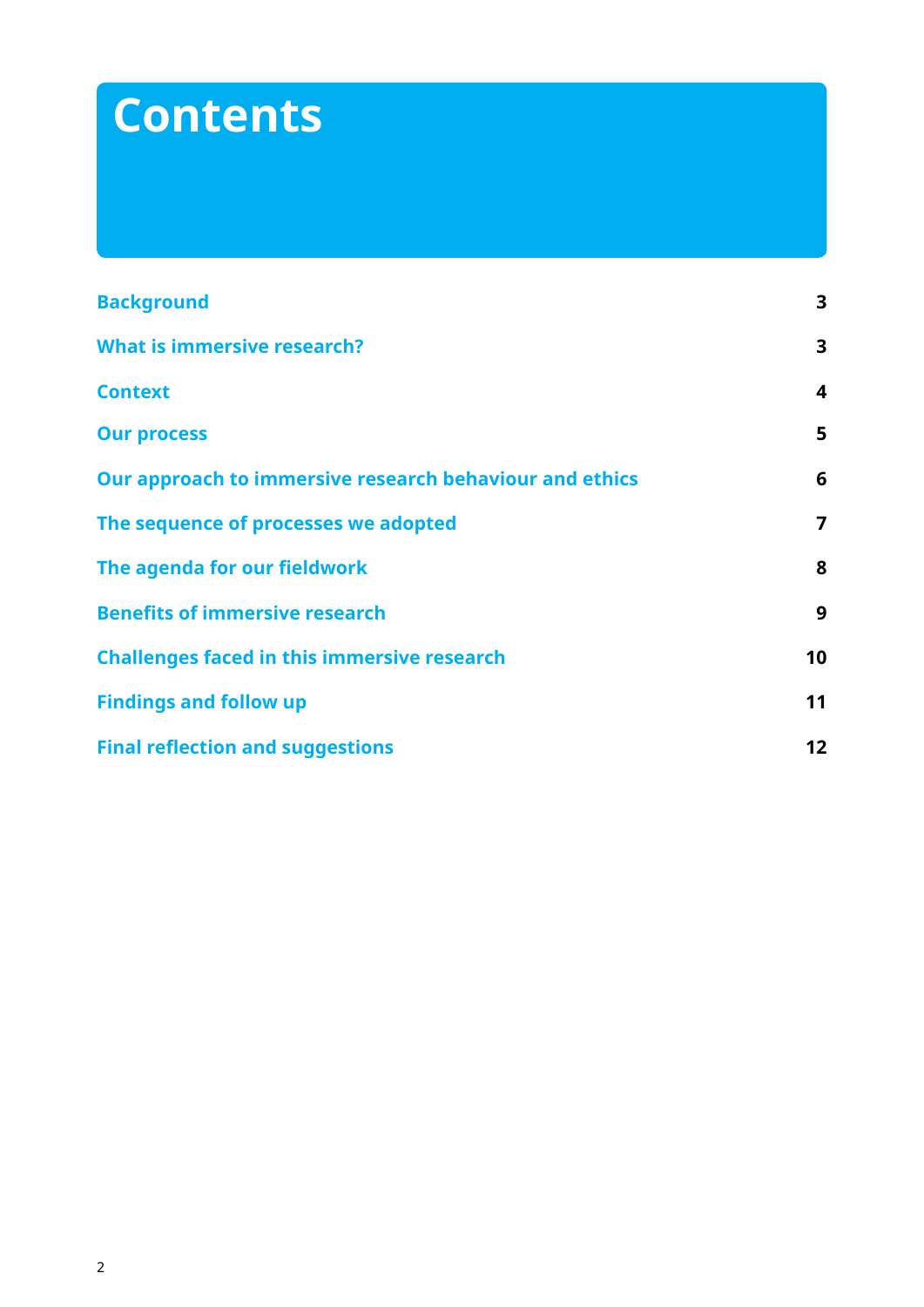# Contents

| | |
|---|---|
| Background | 3 |
| What is immersive research? | 3 |
| Context | 4 |
| Our process | 5 |
| Our approach to immersive research behaviour and ethics | 6 |
| The sequence of processes we adopted | 7 |
| The agenda for our fieldwork | 8 |
| Benefits of immersive research | 9 |
| Challenges faced in this immersive research | 10 |
| Findings and follow up | 11 |
| Final reflection and suggestions | 12 |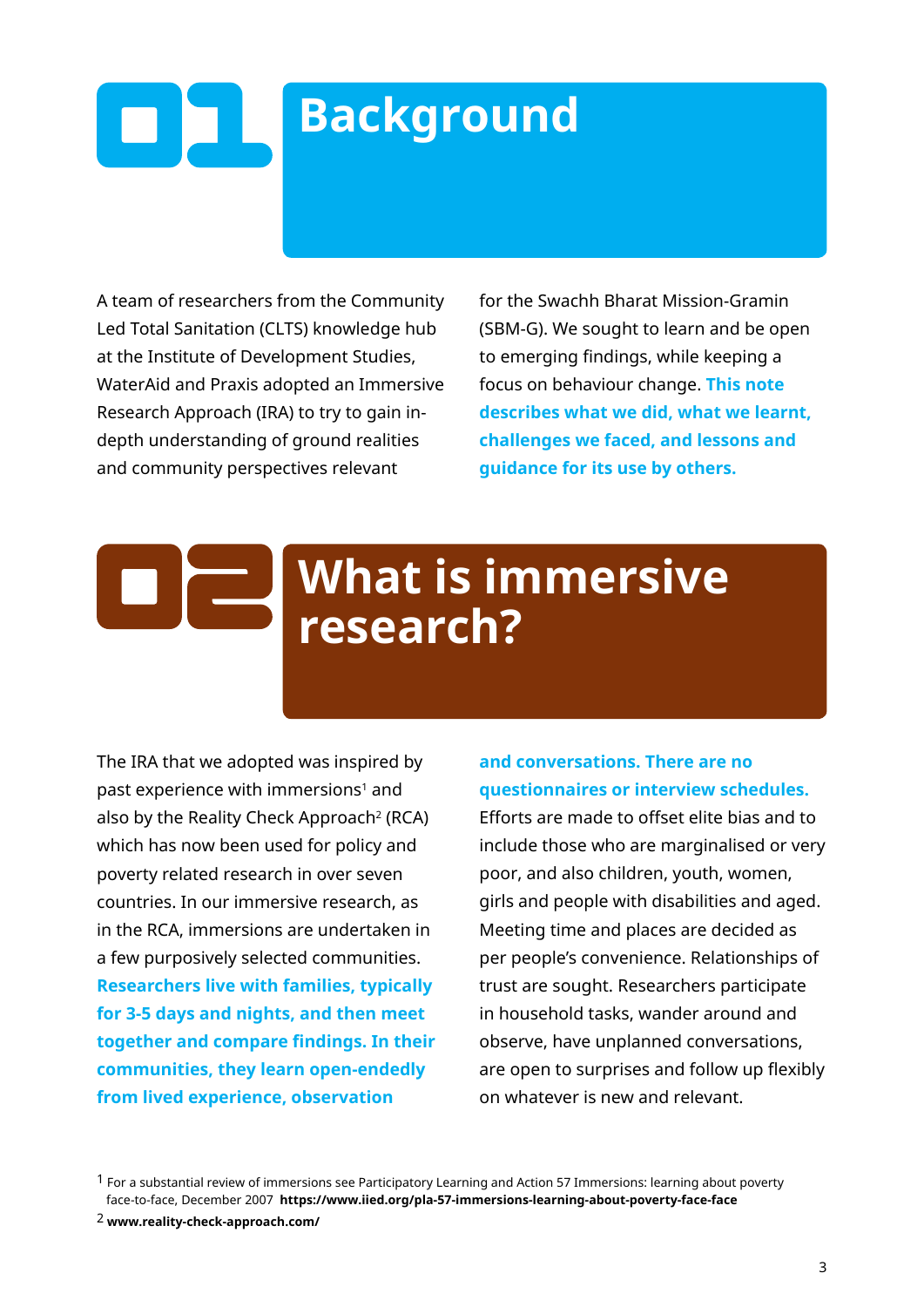# 01 Background

A team of researchers from the Community Led Total Sanitation (CLTS) knowledge hub at the Institute of Development Studies, WaterAid and Praxis adopted an Immersive Research Approach (IRA) to try to gain in-depth understanding of ground realities and community perspectives relevant for the Swachh Bharat Mission-Gramin (SBM-G). We sought to learn and be open to emerging findings, while keeping a focus on behaviour change. **This note describes what we did, what we learnt, challenges we faced, and lessons and guidance for its use by others.**

# 02 What is immersive research?

The IRA that we adopted was inspired by past experience with immersions[1] and also by the Reality Check Approach[2] (RCA) which has now been used for policy and poverty related research in over seven countries. In our immersive research, as in the RCA, immersions are undertaken in a few purposively selected communities. **Researchers live with families, typically for 3-5 days and nights, and then meet together and compare findings. In their communities, they learn open-endedly from lived experience, observation and conversations. There are no questionnaires or interview schedules.** Efforts are made to offset elite bias and to include those who are marginalised or very poor, and also children, youth, women, girls and people with disabilities and aged. Meeting time and places are decided as per people's convenience. Relationships of trust are sought. Researchers participate in household tasks, wander around and observe, have unplanned conversations, are open to surprises and follow up flexibly on whatever is new and relevant.

[1] For a substantial review of immersions see Participatory Learning and Action 57 Immersions: learning about poverty face-to-face, December 2007 **https://www.iied.org/pla-57-immersions-learning-about-poverty-face-face**

[2] **www.reality-check-approach.com/**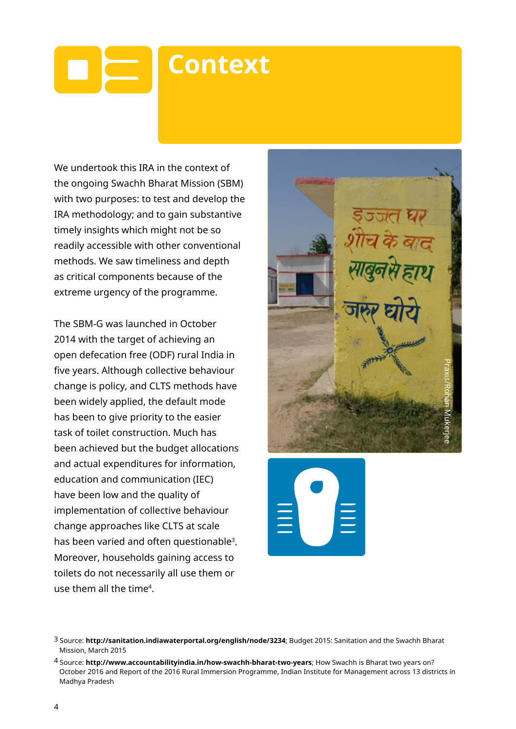# Context

We undertook this IRA in the context of the ongoing Swachh Bharat Mission (SBM) with two purposes: to test and develop the IRA methodology; and to gain substantive timely insights which might not be so readily accessible with other conventional methods. We saw timeliness and depth as critical components because of the extreme urgency of the programme.

The SBM-G was launched in October 2014 with the target of achieving an open defecation free (ODF) rural India in five years. Although collective behaviour change is policy, and CLTS methods have been widely applied, the default mode has been to give priority to the easier task of toilet construction. Much has been achieved but the budget allocations and actual expenditures for information, education and communication (IEC) have been low and the quality of implementation of collective behaviour change approaches like CLTS at scale has been varied and often questionable[3]. Moreover, households gaining access to toilets do not necessarily all use them or use them all the time[4].

Praxis/Rohan Mukerjee

3 Source: **http://sanitation.indiawaterportal.org/english/node/3234**; Budget 2015: Sanitation and the Swachh Bharat Mission, March 2015

4 Source: **http://www.accountabilityindia.in/how-swachh-bharat-two-years**; How Swachh is Bharat two years on? October 2016 and Report of the 2016 Rural Immersion Programme, Indian Institute for Management across 13 districts in Madhya Pradesh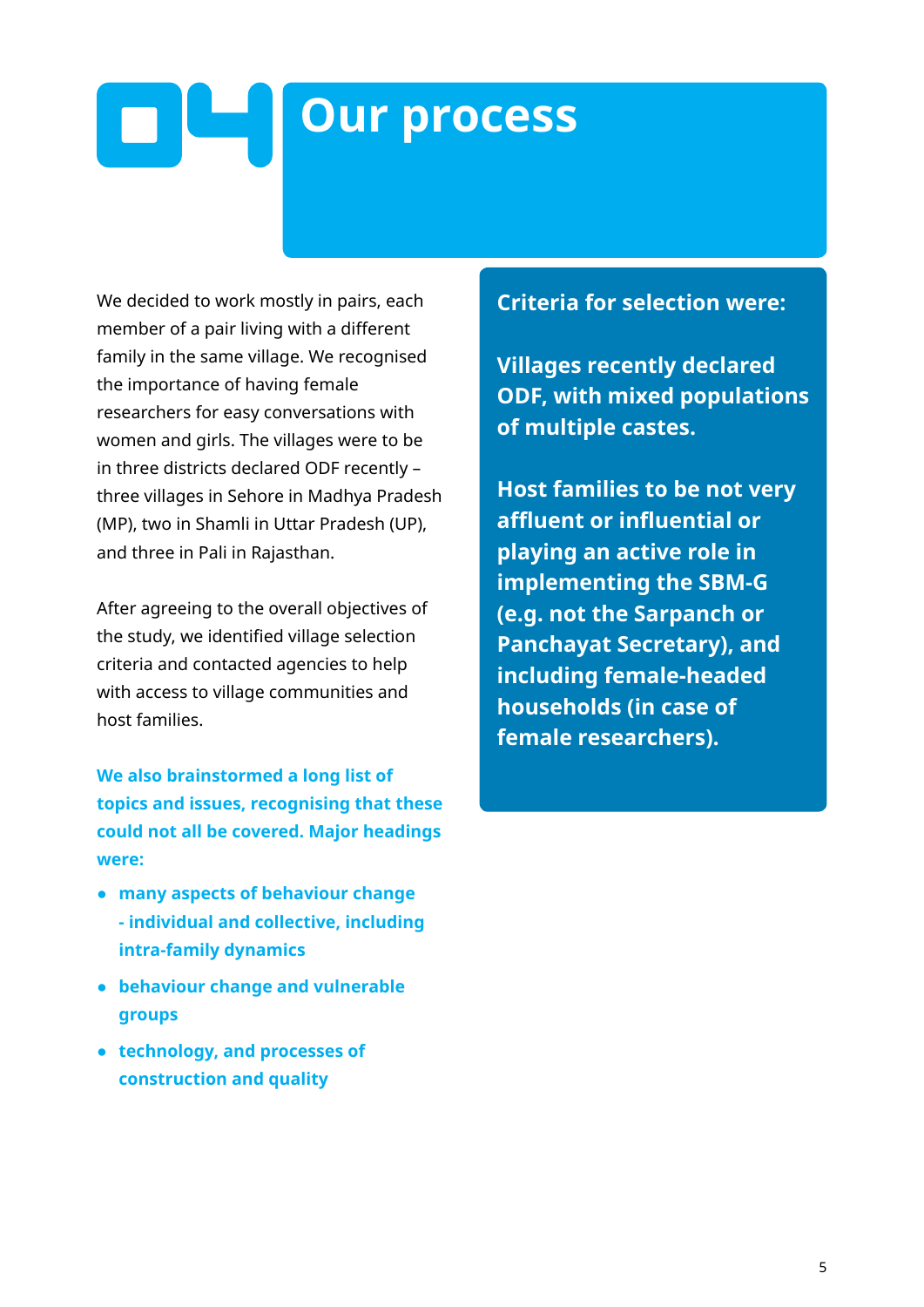# 04 Our process

We decided to work mostly in pairs, each member of a pair living with a different family in the same village. We recognised the importance of having female researchers for easy conversations with women and girls. The villages were to be in three districts declared ODF recently – three villages in Sehore in Madhya Pradesh (MP), two in Shamli in Uttar Pradesh (UP), and three in Pali in Rajasthan.

After agreeing to the overall objectives of the study, we identified village selection criteria and contacted agencies to help with access to village communities and host families.

**We also brainstormed a long list of topics and issues, recognising that these could not all be covered. Major headings were:**

- **many aspects of behaviour change - individual and collective, including intra-family dynamics**
- **behaviour change and vulnerable groups**
- **technology, and processes of construction and quality**

**Criteria for selection were:**

**Villages recently declared ODF, with mixed populations of multiple castes.**

**Host families to be not very affluent or influential or playing an active role in implementing the SBM-G (e.g. not the Sarpanch or Panchayat Secretary), and including female-headed households (in case of female researchers).**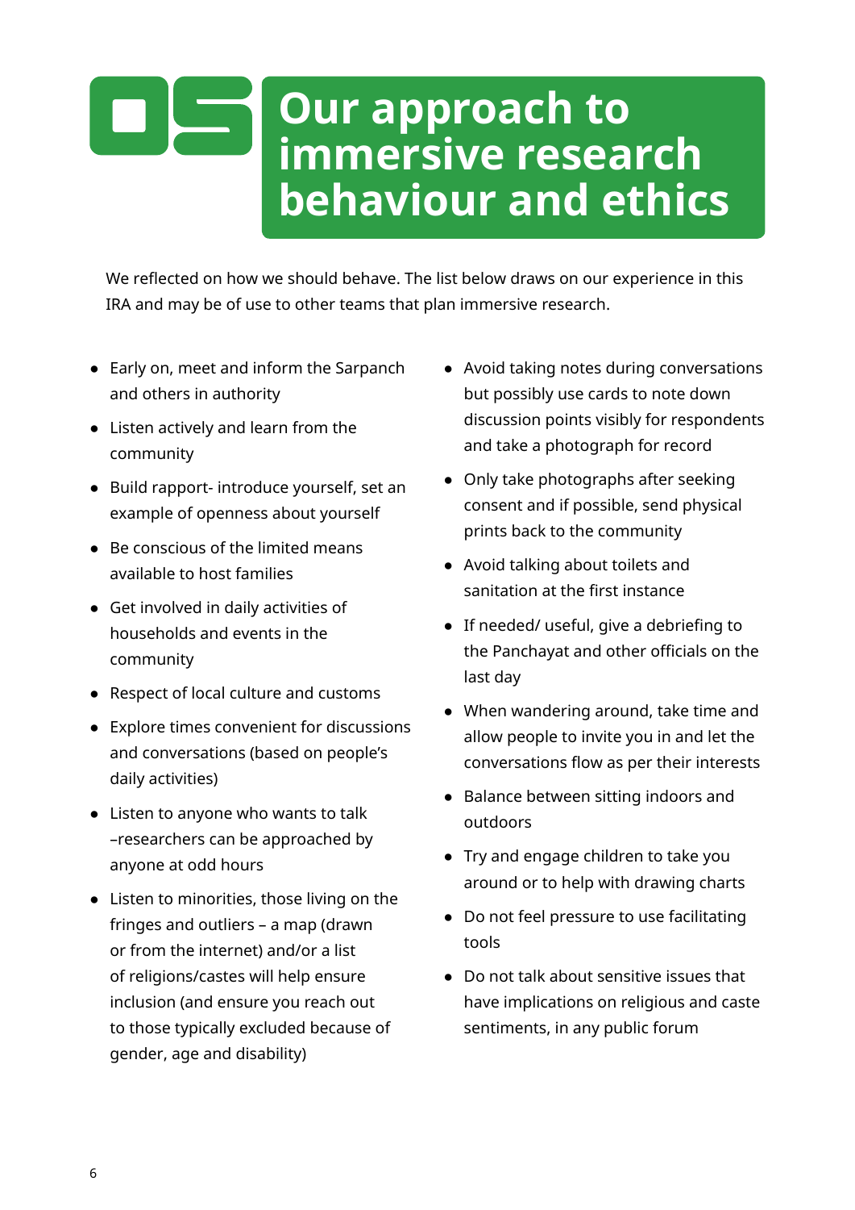# 05 Our approach to immersive research behaviour and ethics

We reflected on how we should behave. The list below draws on our experience in this IRA and may be of use to other teams that plan immersive research.

- Early on, meet and inform the Sarpanch and others in authority
- Listen actively and learn from the community
- Build rapport- introduce yourself, set an example of openness about yourself
- Be conscious of the limited means available to host families
- Get involved in daily activities of households and events in the community
- Respect of local culture and customs
- Explore times convenient for discussions and conversations (based on people's daily activities)
- Listen to anyone who wants to talk –researchers can be approached by anyone at odd hours
- Listen to minorities, those living on the fringes and outliers – a map (drawn or from the internet) and/or a list of religions/castes will help ensure inclusion (and ensure you reach out to those typically excluded because of gender, age and disability)
- Avoid taking notes during conversations but possibly use cards to note down discussion points visibly for respondents and take a photograph for record
- Only take photographs after seeking consent and if possible, send physical prints back to the community
- Avoid talking about toilets and sanitation at the first instance
- If needed/ useful, give a debriefing to the Panchayat and other officials on the last day
- When wandering around, take time and allow people to invite you in and let the conversations flow as per their interests
- Balance between sitting indoors and outdoors
- Try and engage children to take you around or to help with drawing charts
- Do not feel pressure to use facilitating tools
- Do not talk about sensitive issues that have implications on religious and caste sentiments, in any public forum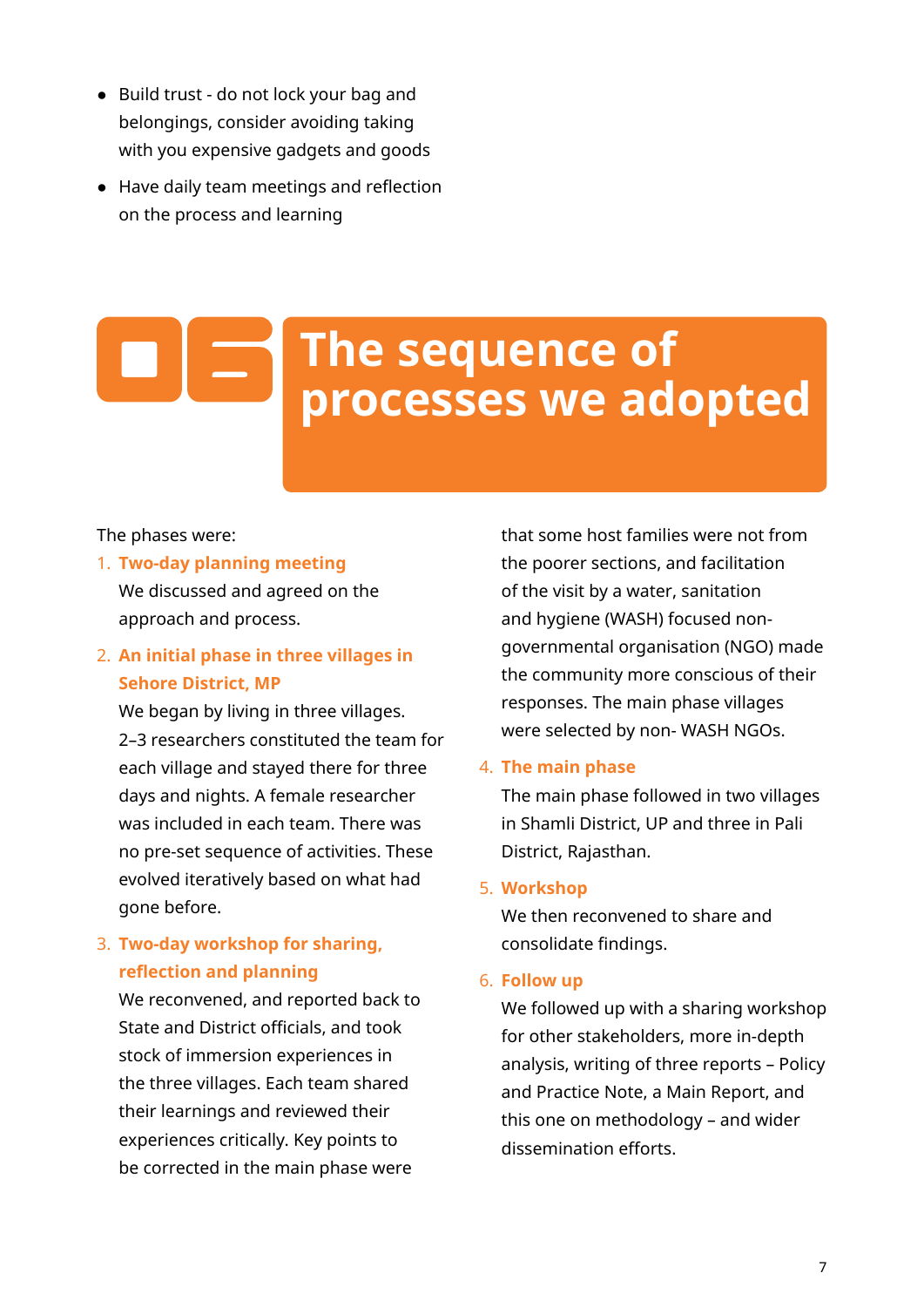- Build trust - do not lock your bag and belongings, consider avoiding taking with you expensive gadgets and goods
- Have daily team meetings and reflection on the process and learning

# 05 The sequence of processes we adopted

The phases were:

1. **Two-day planning meeting**
   We discussed and agreed on the approach and process.
2. **An initial phase in three villages in Sehore District, MP**
   We began by living in three villages. 2–3 researchers constituted the team for each village and stayed there for three days and nights. A female researcher was included in each team. There was no pre-set sequence of activities. These evolved iteratively based on what had gone before.
3. **Two-day workshop for sharing, reflection and planning**
   We reconvened, and reported back to State and District officials, and took stock of immersion experiences in the three villages. Each team shared their learnings and reviewed their experiences critically. Key points to be corrected in the main phase were that some host families were not from the poorer sections, and facilitation of the visit by a water, sanitation and hygiene (WASH) focused non-governmental organisation (NGO) made the community more conscious of their responses. The main phase villages were selected by non- WASH NGOs.
4. **The main phase**
   The main phase followed in two villages in Shamli District, UP and three in Pali District, Rajasthan.
5. **Workshop**
   We then reconvened to share and consolidate findings.
6. **Follow up**
   We followed up with a sharing workshop for other stakeholders, more in-depth analysis, writing of three reports – Policy and Practice Note, a Main Report, and this one on methodology – and wider dissemination efforts.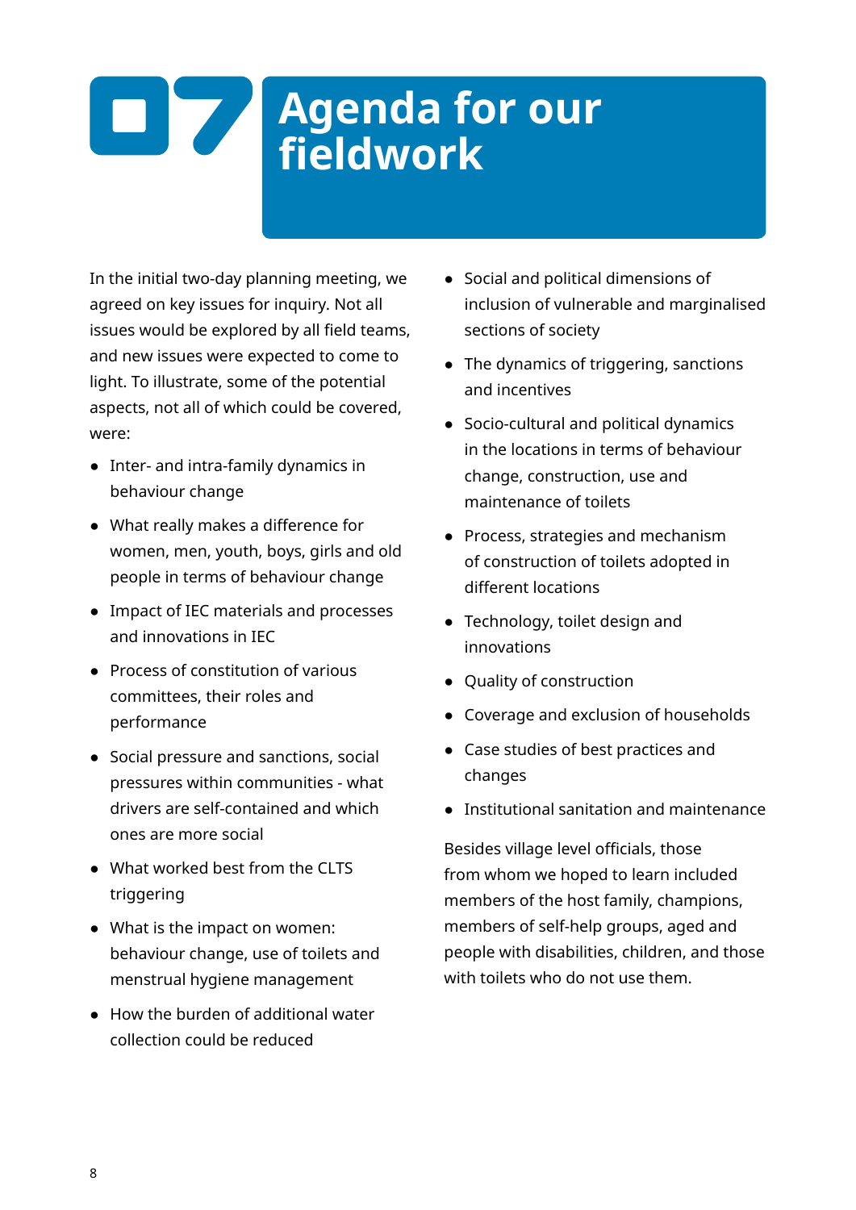# 07 Agenda for our fieldwork

In the initial two-day planning meeting, we agreed on key issues for inquiry. Not all issues would be explored by all field teams, and new issues were expected to come to light. To illustrate, some of the potential aspects, not all of which could be covered, were:

- Inter- and intra-family dynamics in behaviour change
- What really makes a difference for women, men, youth, boys, girls and old people in terms of behaviour change
- Impact of IEC materials and processes and innovations in IEC
- Process of constitution of various committees, their roles and performance
- Social pressure and sanctions, social pressures within communities - what drivers are self-contained and which ones are more social
- What worked best from the CLTS triggering
- What is the impact on women: behaviour change, use of toilets and menstrual hygiene management
- How the burden of additional water collection could be reduced
- Social and political dimensions of inclusion of vulnerable and marginalised sections of society
- The dynamics of triggering, sanctions and incentives
- Socio-cultural and political dynamics in the locations in terms of behaviour change, construction, use and maintenance of toilets
- Process, strategies and mechanism of construction of toilets adopted in different locations
- Technology, toilet design and innovations
- Quality of construction
- Coverage and exclusion of households
- Case studies of best practices and changes
- Institutional sanitation and maintenance

Besides village level officials, those from whom we hoped to learn included members of the host family, champions, members of self-help groups, aged and people with disabilities, children, and those with toilets who do not use them.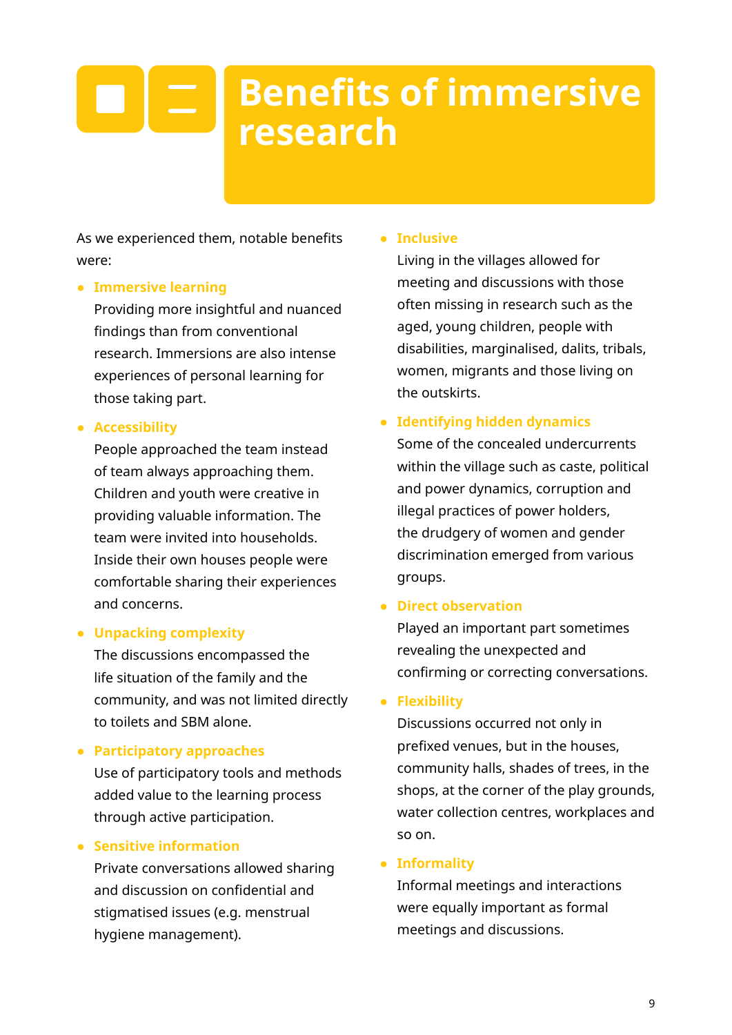# Benefits of immersive research

As we experienced them, notable benefits were:

- **Immersive learning**
  Providing more insightful and nuanced findings than from conventional research. Immersions are also intense experiences of personal learning for those taking part.
- **Accessibility**
  People approached the team instead of team always approaching them. Children and youth were creative in providing valuable information. The team were invited into households. Inside their own houses people were comfortable sharing their experiences and concerns.
- **Unpacking complexity**
  The discussions encompassed the life situation of the family and the community, and was not limited directly to toilets and SBM alone.
- **Participatory approaches**
  Use of participatory tools and methods added value to the learning process through active participation.
- **Sensitive information**
  Private conversations allowed sharing and discussion on confidential and stigmatised issues (e.g. menstrual hygiene management).
- **Inclusive**
  Living in the villages allowed for meeting and discussions with those often missing in research such as the aged, young children, people with disabilities, marginalised, dalits, tribals, women, migrants and those living on the outskirts.
- **Identifying hidden dynamics**
  Some of the concealed undercurrents within the village such as caste, political and power dynamics, corruption and illegal practices of power holders, the drudgery of women and gender discrimination emerged from various groups.
- **Direct observation**
  Played an important part sometimes revealing the unexpected and confirming or correcting conversations.
- **Flexibility**
  Discussions occurred not only in prefixed venues, but in the houses, community halls, shades of trees, in the shops, at the corner of the play grounds, water collection centres, workplaces and so on.
- **Informality**
  Informal meetings and interactions were equally important as formal meetings and discussions.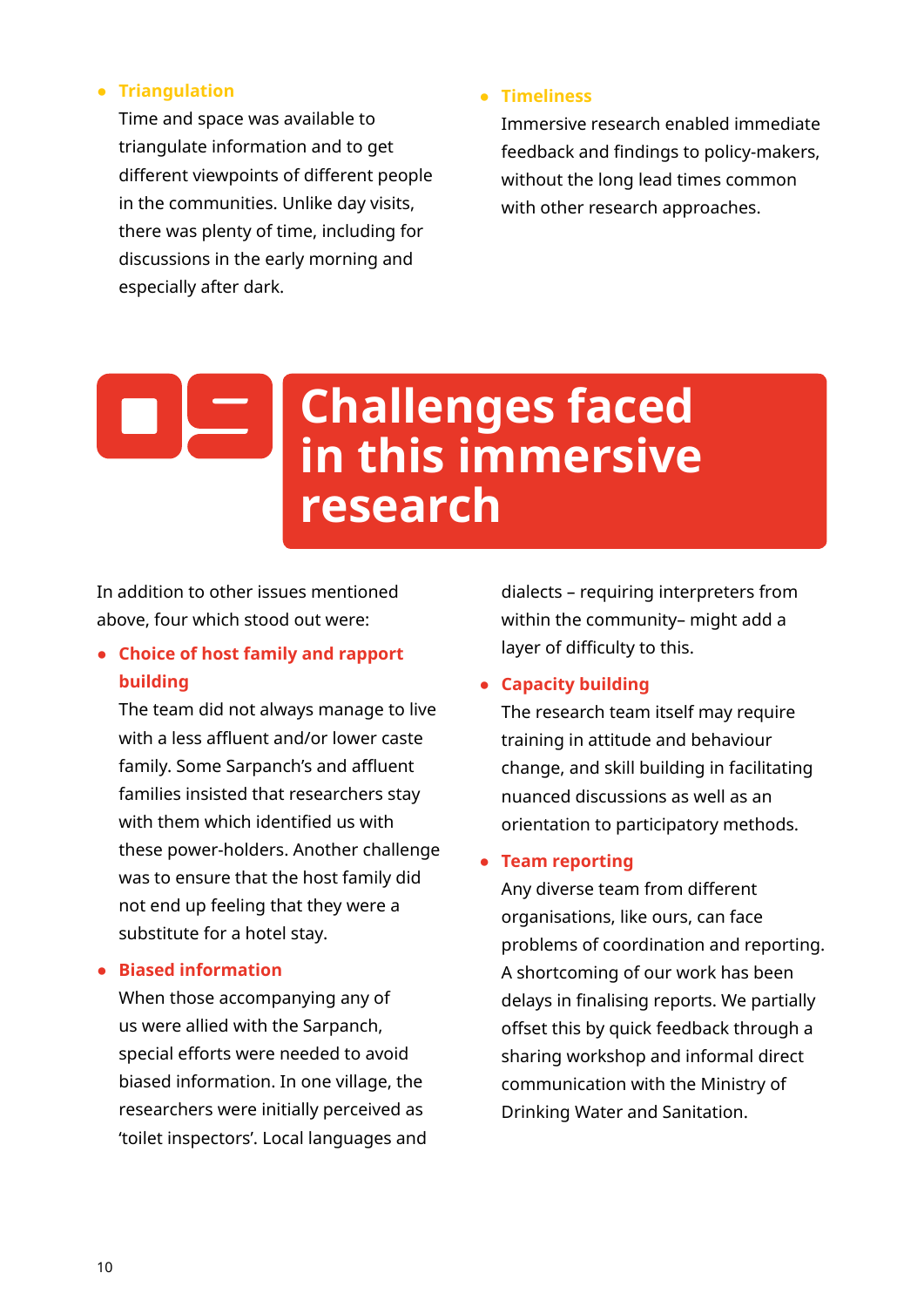- **Triangulation**
  Time and space was available to triangulate information and to get different viewpoints of different people in the communities. Unlike day visits, there was plenty of time, including for discussions in the early morning and especially after dark.

- **Timeliness**
  Immersive research enabled immediate feedback and findings to policy-makers, without the long lead times common with other research approaches.

## Challenges faced in this immersive research

In addition to other issues mentioned above, four which stood out were:

- **Choice of host family and rapport building**
  The team did not always manage to live with a less affluent and/or lower caste family. Some Sarpanch's and affluent families insisted that researchers stay with them which identified us with these power-holders. Another challenge was to ensure that the host family did not end up feeling that they were a substitute for a hotel stay.

- **Biased information**
  When those accompanying any of us were allied with the Sarpanch, special efforts were needed to avoid biased information. In one village, the researchers were initially perceived as 'toilet inspectors'. Local languages and dialects – requiring interpreters from within the community– might add a layer of difficulty to this.

- **Capacity building**
  The research team itself may require training in attitude and behaviour change, and skill building in facilitating nuanced discussions as well as an orientation to participatory methods.

- **Team reporting**
  Any diverse team from different organisations, like ours, can face problems of coordination and reporting. A shortcoming of our work has been delays in finalising reports. We partially offset this by quick feedback through a sharing workshop and informal direct communication with the Ministry of Drinking Water and Sanitation.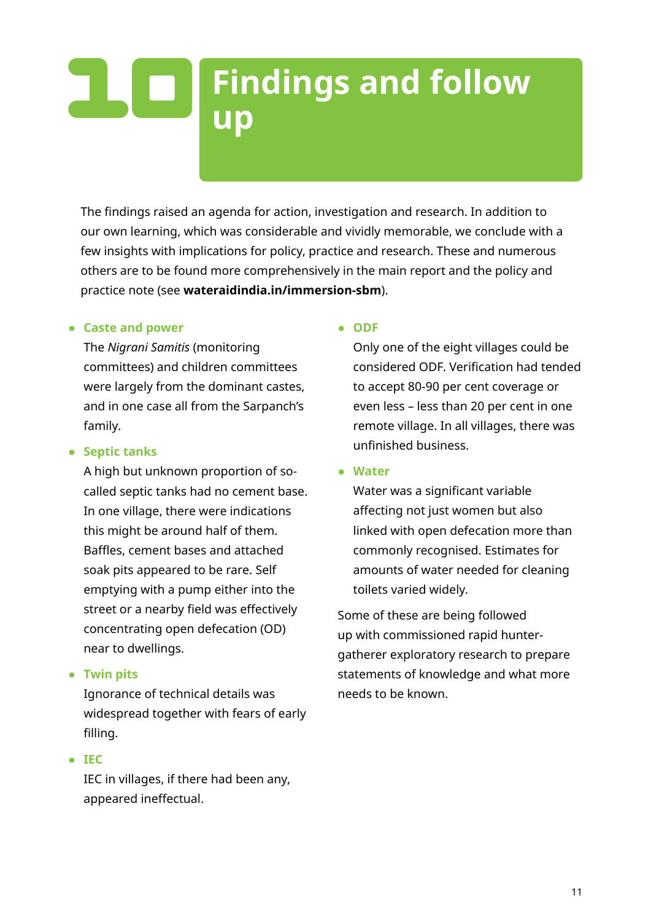# 10 Findings and follow up

The findings raised an agenda for action, investigation and research. In addition to our own learning, which was considerable and vividly memorable, we conclude with a few insights with implications for policy, practice and research. These and numerous others are to be found more comprehensively in the main report and the policy and practice note (see **wateraidindia.in/immersion-sbm**).

- **Caste and power**
  The *Nigrani Samitis* (monitoring committees) and children committees were largely from the dominant castes, and in one case all from the Sarpanch's family.

- **Septic tanks**
  A high but unknown proportion of so-called septic tanks had no cement base. In one village, there were indications this might be around half of them. Baffles, cement bases and attached soak pits appeared to be rare. Self emptying with a pump either into the street or a nearby field was effectively concentrating open defecation (OD) near to dwellings.

- **Twin pits**
  Ignorance of technical details was widespread together with fears of early filling.

- **IEC**
  IEC in villages, if there had been any, appeared ineffectual.

- **ODF**
  Only one of the eight villages could be considered ODF. Verification had tended to accept 80-90 per cent coverage or even less – less than 20 per cent in one remote village. In all villages, there was unfinished business.

- **Water**
  Water was a significant variable affecting not just women but also linked with open defecation more than commonly recognised. Estimates for amounts of water needed for cleaning toilets varied widely.

Some of these are being followed up with commissioned rapid hunter-gatherer exploratory research to prepare statements of knowledge and what more needs to be known.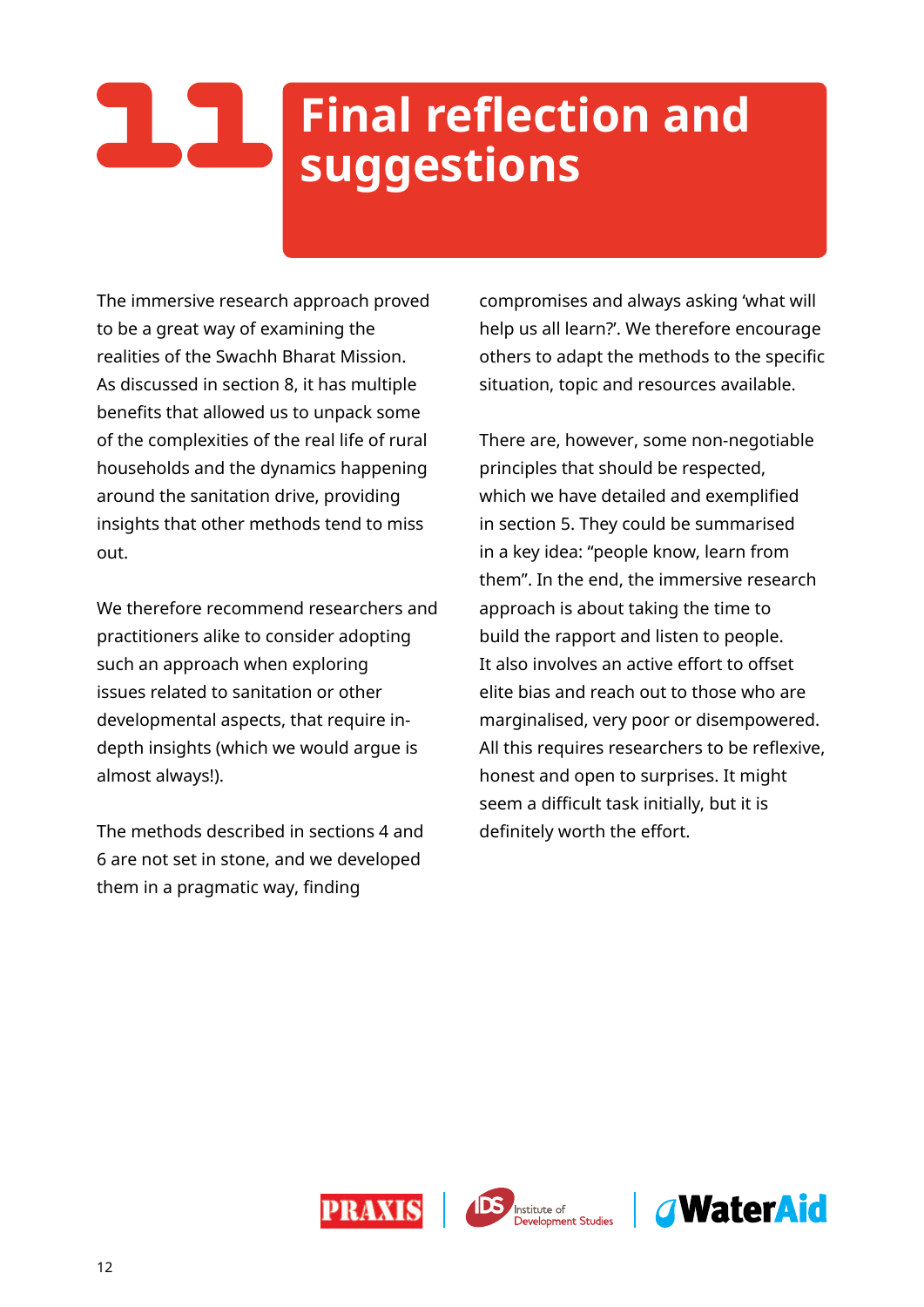# 11 Final reflection and suggestions

The immersive research approach proved to be a great way of examining the realities of the Swachh Bharat Mission. As discussed in section 8, it has multiple benefits that allowed us to unpack some of the complexities of the real life of rural households and the dynamics happening around the sanitation drive, providing insights that other methods tend to miss out.

We therefore recommend researchers and practitioners alike to consider adopting such an approach when exploring issues related to sanitation or other developmental aspects, that require in-depth insights (which we would argue is almost always!).

The methods described in sections 4 and 6 are not set in stone, and we developed them in a pragmatic way, finding compromises and always asking 'what will help us all learn?'. We therefore encourage others to adapt the methods to the specific situation, topic and resources available.

There are, however, some non-negotiable principles that should be respected, which we have detailed and exemplified in section 5. They could be summarised in a key idea: "people know, learn from them". In the end, the immersive research approach is about taking the time to build the rapport and listen to people. It also involves an active effort to offset elite bias and reach out to those who are marginalised, very poor or disempowered. All this requires researchers to be reflexive, honest and open to surprises. It might seem a difficult task initially, but it is definitely worth the effort.

PRAXIS | IDS Institute of Development Studies | WaterAid